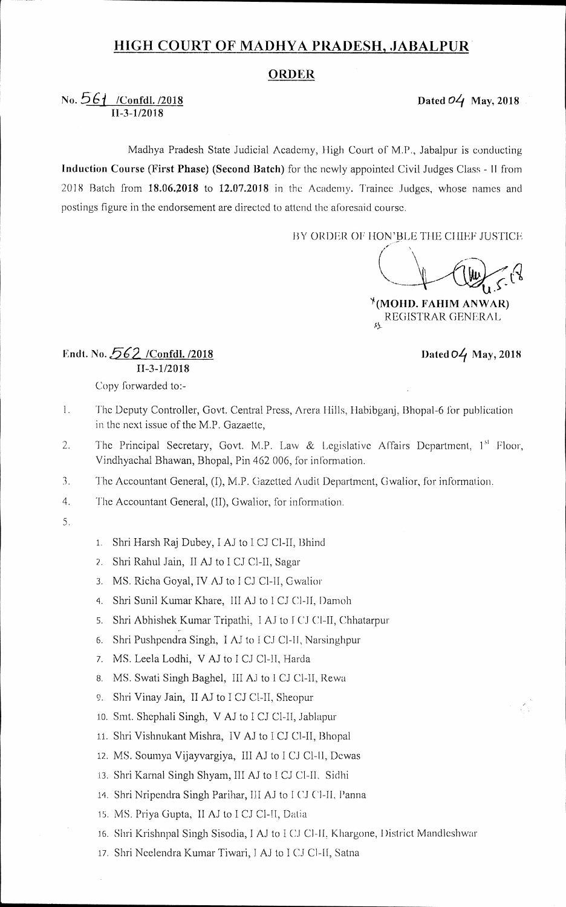# HIGH COURT OF MADHYA PRADESH, JABALPUR

## ORDER

No. 561 /Confdl. /2018
II-3-1/2018

Dated 04 May, 2018

Madhya Pradesh State Judicial Academy, High Court of M.P., Jabalpur is conducting **Induction Course (First Phase) (Second Batch)** for the newly appointed Civil Judges Class - II from 2018 Batch from **18.06.2018** to **12.07.2018** in the Academy. Trainee Judges, whose names and postings figure in the endorsement are directed to attend the aforesaid course.

BY ORDER OF HON'BLE THE CHIEF JUSTICE

**(MOHD. FAHIM ANWAR)**
REGISTRAR GENERAL

Endt. No. 562 /Confdl. /2018
II-3-1/2018

Dated 04 May, 2018

Copy forwarded to:-

1. The Deputy Controller, Govt. Central Press, Arera Hills, Habibganj, Bhopal-6 for publication in the next issue of the M.P. Gazaette,
2. The Principal Secretary, Govt. M.P. Law & Legislative Affairs Department, 1st Floor, Vindhyachal Bhawan, Bhopal, Pin 462 006, for information.
3. The Accountant General, (I), M.P. Gazetted Audit Department, Gwalior, for information.
4. The Accountant General, (II), Gwalior, for information.
5. 
    1. Shri Harsh Raj Dubey, I AJ to I CJ Cl-II, Bhind
    2. Shri Rahul Jain, II AJ to I CJ Cl-II, Sagar
    3. MS. Richa Goyal, IV AJ to I CJ Cl-II, Gwalior
    4. Shri Sunil Kumar Khare, III AJ to I CJ Cl-II, Damoh
    5. Shri Abhishek Kumar Tripathi, I AJ to I CJ Cl-II, Chhatarpur
    6. Shri Pushpendra Singh, I AJ to I CJ Cl-II, Narsinghpur
    7. MS. Leela Lodhi, V AJ to I CJ Cl-II, Harda
    8. MS. Swati Singh Baghel, III AJ to I CJ Cl-II, Rewa
    9. Shri Vinay Jain, II AJ to I CJ Cl-II, Sheopur
    10. Smt. Shephali Singh, V AJ to I CJ Cl-II, Jablapur
    11. Shri Vishnukant Mishra, IV AJ to I CJ Cl-II, Bhopal
    12. MS. Soumya Vijayvargiya, III AJ to I CJ Cl-II, Dewas
    13. Shri Karnal Singh Shyam, III AJ to I CJ Cl-II, Sidhi
    14. Shri Nripendra Singh Parihar, III AJ to I CJ Cl-II, Panna
    15. MS. Priya Gupta, II AJ to I CJ Cl-II, Datia
    16. Shri Krishnpal Singh Sisodia, I AJ to I CJ Cl-II, Khargone, District Mandleshwar
    17. Shri Neelendra Kumar Tiwari, I AJ to I CJ Cl-II, Satna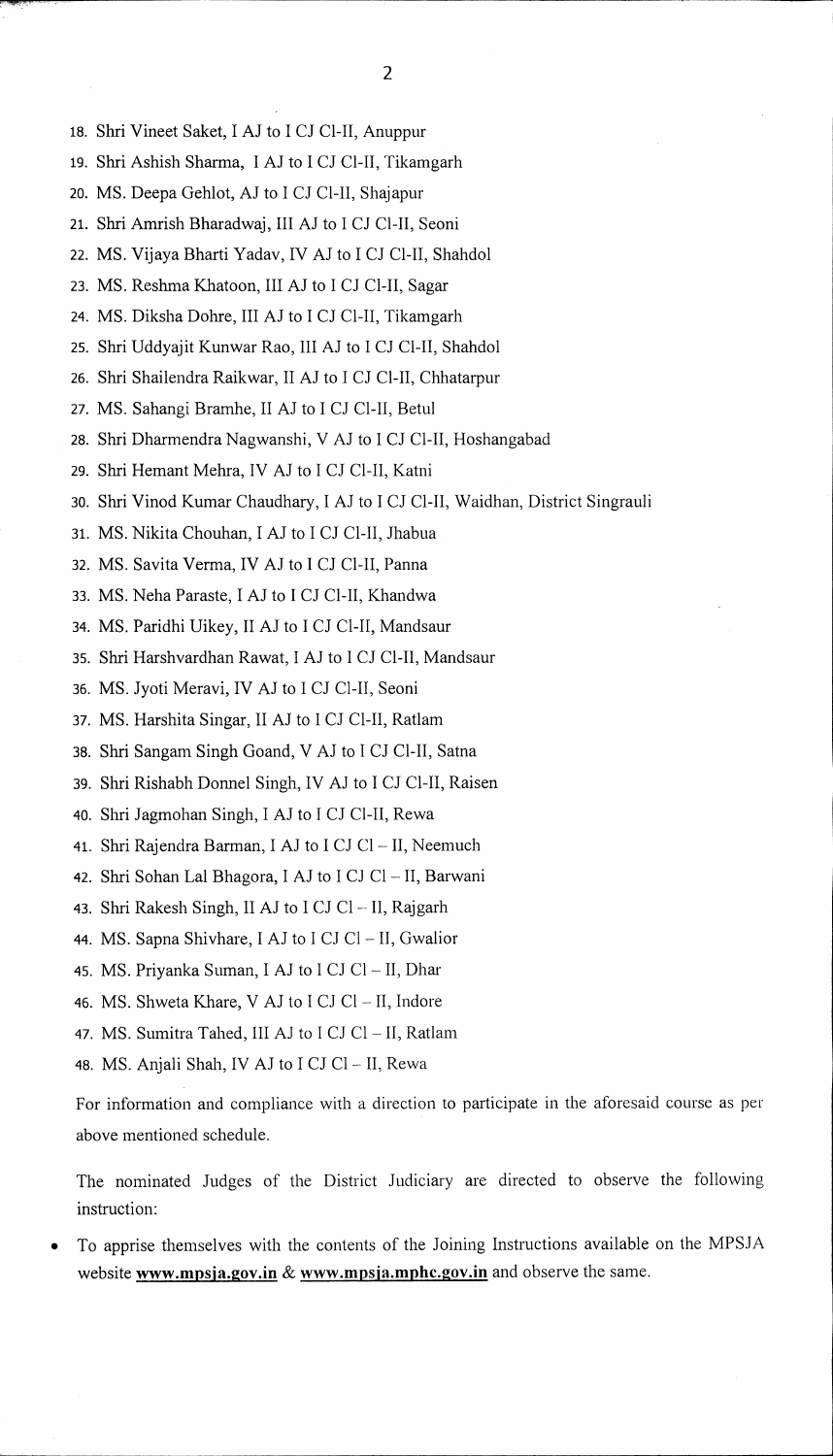18. Shri Vineet Saket, I AJ to I CJ Cl-II, Anuppur
19. Shri Ashish Sharma, I AJ to I CJ Cl-II, Tikamgarh
20. MS. Deepa Gehlot, AJ to I CJ Cl-II, Shajapur
21. Shri Amrish Bharadwaj, III AJ to I CJ Cl-II, Seoni
22. MS. Vijaya Bharti Yadav, IV AJ to I CJ Cl-II, Shahdol
23. MS. Reshma Khatoon, III AJ to I CJ Cl-II, Sagar
24. MS. Diksha Dohre, III AJ to I CJ Cl-II, Tikamgarh
25. Shri Uddyajit Kunwar Rao, III AJ to I CJ Cl-II, Shahdol
26. Shri Shailendra Raikwar, II AJ to I CJ Cl-II, Chhatarpur
27. MS. Sahangi Bramhe, II AJ to I CJ Cl-II, Betul
28. Shri Dharmendra Nagwanshi, V AJ to I CJ Cl-II, Hoshangabad
29. Shri Hemant Mehra, IV AJ to I CJ Cl-II, Katni
30. Shri Vinod Kumar Chaudhary, I AJ to I CJ Cl-II, Waidhan, District Singrauli
31. MS. Nikita Chouhan, I AJ to I CJ Cl-II, Jhabua
32. MS. Savita Verma, IV AJ to I CJ Cl-II, Panna
33. MS. Neha Paraste, I AJ to I CJ Cl-II, Khandwa
34. MS. Paridhi Uikey, II AJ to I CJ Cl-II, Mandsaur
35. Shri Harshvardhan Rawat, I AJ to I CJ Cl-II, Mandsaur
36. MS. Jyoti Meravi, IV AJ to I CJ Cl-II, Seoni
37. MS. Harshita Singar, II AJ to I CJ Cl-II, Ratlam
38. Shri Sangam Singh Goand, V AJ to I CJ Cl-II, Satna
39. Shri Rishabh Donnel Singh, IV AJ to I CJ Cl-II, Raisen
40. Shri Jagmohan Singh, I AJ to I CJ Cl-II, Rewa
41. Shri Rajendra Barman, I AJ to I CJ Cl – II, Neemuch
42. Shri Sohan Lal Bhagora, I AJ to I CJ Cl – II, Barwani
43. Shri Rakesh Singh, II AJ to I CJ Cl – II, Rajgarh
44. MS. Sapna Shivhare, I AJ to I CJ Cl – II, Gwalior
45. MS. Priyanka Suman, I AJ to I CJ Cl – II, Dhar
46. MS. Shweta Khare, V AJ to I CJ Cl – II, Indore
47. MS. Sumitra Tahed, III AJ to I CJ Cl – II, Ratlam
48. MS. Anjali Shah, IV AJ to I CJ Cl – II, Rewa

For information and compliance with a direction to participate in the aforesaid course as per above mentioned schedule.

The nominated Judges of the District Judiciary are directed to observe the following instruction:

- To apprise themselves with the contents of the Joining Instructions available on the MPSJA website **www.mpsja.gov.in** & **www.mpsja.mphc.gov.in** and observe the same.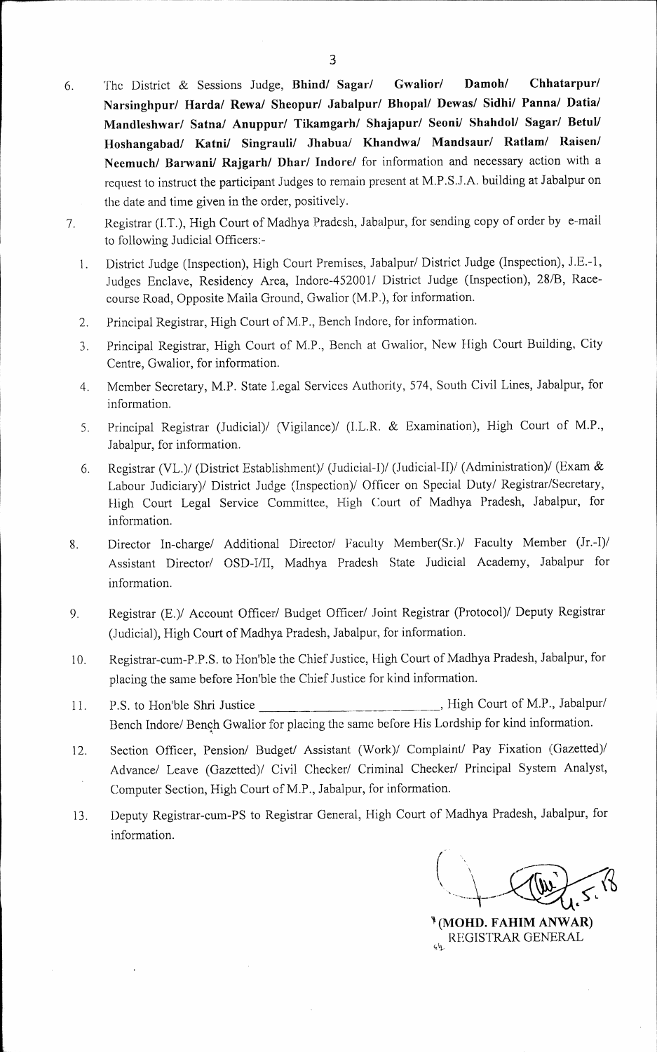6. The District & Sessions Judge, **Bhind/ Sagar/ Gwalior/ Damoh/ Chhatarpur/ Narsinghpur/ Harda/ Rewa/ Sheopur/ Jabalpur/ Bhopal/ Dewas/ Sidhi/ Panna/ Datia/ Mandleshwar/ Satna/ Anuppur/ Tikamgarh/ Shajapur/ Seoni/ Shahdol/ Sagar/ Betul/ Hoshangabad/ Katni/ Singrauli/ Jhabua/ Khandwa/ Mandsaur/ Ratlam/ Raisen/ Neemuch/ Barwani/ Rajgarh/ Dhar/ Indore/** for information and necessary action with a request to instruct the participant Judges to remain present at M.P.S.J.A. building at Jabalpur on the date and time given in the order, positively.

7. Registrar (I.T.), High Court of Madhya Pradesh, Jabalpur, for sending copy of order by e-mail to following Judicial Officers:-

   1. District Judge (Inspection), High Court Premises, Jabalpur/ District Judge (Inspection), J.E.-1, Judges Enclave, Residency Area, Indore-452001/ District Judge (Inspection), 28/B, Race-course Road, Opposite Maila Ground, Gwalior (M.P.), for information.
   2. Principal Registrar, High Court of M.P., Bench Indore, for information.
   3. Principal Registrar, High Court of M.P., Bench at Gwalior, New High Court Building, City Centre, Gwalior, for information.
   4. Member Secretary, M.P. State Legal Services Authority, 574, South Civil Lines, Jabalpur, for information.
   5. Principal Registrar (Judicial)/ (Vigilance)/ (I.L.R. & Examination), High Court of M.P., Jabalpur, for information.
   6. Registrar (VL.)/ (District Establishment)/ (Judicial-I)/ (Judicial-II)/ (Administration)/ (Exam & Labour Judiciary)/ District Judge (Inspection)/ Officer on Special Duty/ Registrar/Secretary, High Court Legal Service Committee, High Court of Madhya Pradesh, Jabalpur, for information.

8. Director In-charge/ Additional Director/ Faculty Member(Sr.)/ Faculty Member (Jr.-I)/ Assistant Director/ OSD-I/II, Madhya Pradesh State Judicial Academy, Jabalpur for information.

9. Registrar (E.)/ Account Officer/ Budget Officer/ Joint Registrar (Protocol)/ Deputy Registrar (Judicial), High Court of Madhya Pradesh, Jabalpur, for information.

10. Registrar-cum-P.P.S. to Hon'ble the Chief Justice, High Court of Madhya Pradesh, Jabalpur, for placing the same before Hon'ble the Chief Justice for kind information.

11. P.S. to Hon'ble Shri Justice ______________________, High Court of M.P., Jabalpur/ Bench Indore/ Bench Gwalior for placing the same before His Lordship for kind information.

12. Section Officer, Pension/ Budget/ Assistant (Work)/ Complaint/ Pay Fixation (Gazetted)/ Advance/ Leave (Gazetted)/ Civil Checker/ Criminal Checker/ Principal System Analyst, Computer Section, High Court of M.P., Jabalpur, for information.

13. Deputy Registrar-cum-PS to Registrar General, High Court of Madhya Pradesh, Jabalpur, for information.

14.5.18

**(MOHD. FAHIM ANWAR)**
REGISTRAR GENERAL